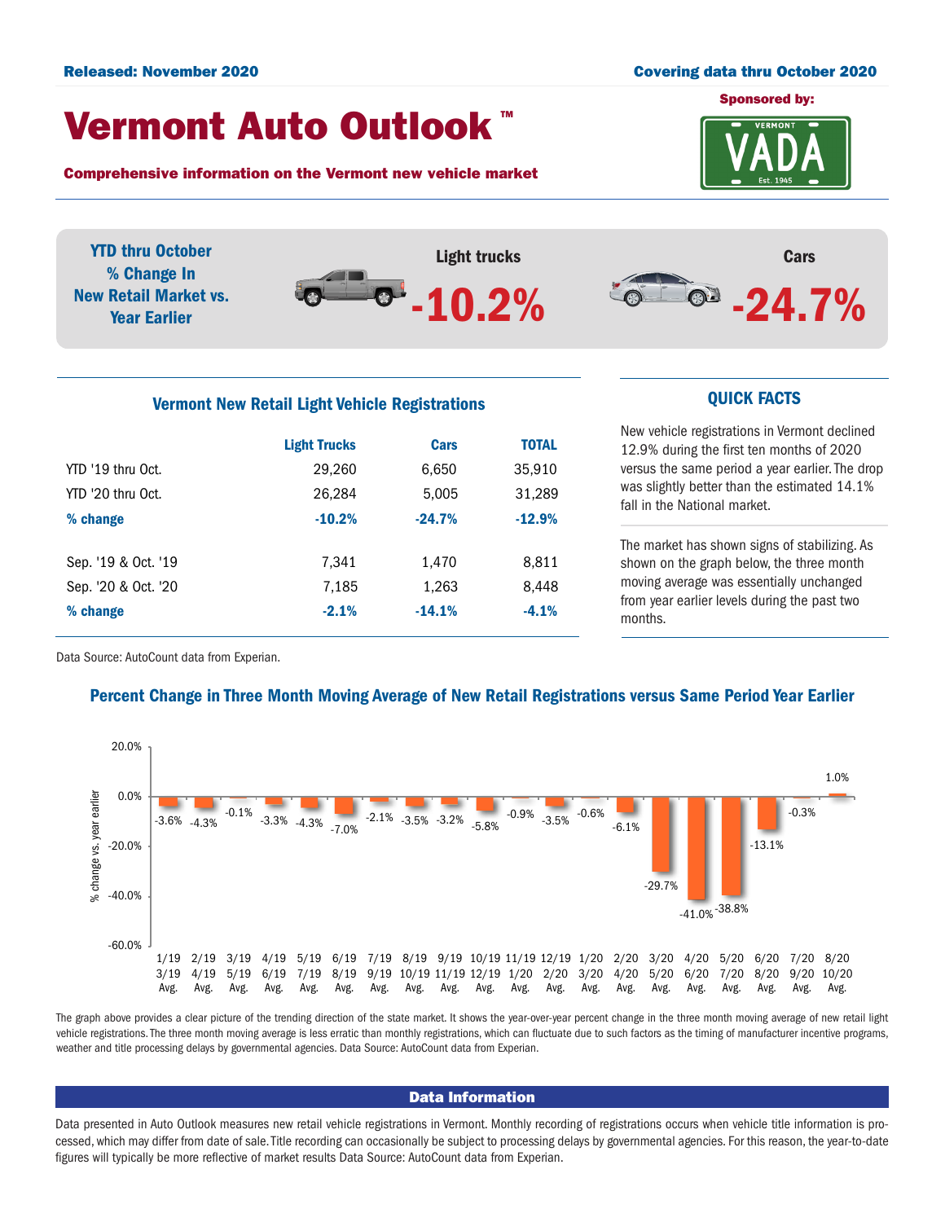**Released: November 2020** | **Covering data thru October 2020**

# Vermont Auto Outlook™

**Comprehensive information on the Vermont new vehicle market**

Sponsored by: VADA (Vermont, Est. 1945)

**YTD thru October % Change In New Retail Market vs. Year Earlier**

Light trucks **-10.2%**

Cars **-24.7%**

## Vermont New Retail Light Vehicle Registrations

| | Light Trucks | Cars | TOTAL |
|---|---|---|---|
| YTD '19 thru Oct. | 29,260 | 6,650 | 35,910 |
| YTD '20 thru Oct. | 26,284 | 5,005 | 31,289 |
| **% change** | **-10.2%** | **-24.7%** | **-12.9%** |
| Sep. '19 & Oct. '19 | 7,341 | 1,470 | 8,811 |
| Sep. '20 & Oct. '20 | 7,185 | 1,263 | 8,448 |
| **% change** | **-2.1%** | **-14.1%** | **-4.1%** |

Data Source: AutoCount data from Experian.

## QUICK FACTS

New vehicle registrations in Vermont declined 12.9% during the first ten months of 2020 versus the same period a year earlier. The drop was slightly better than the estimated 14.1% fall in the National market.

The market has shown signs of stabilizing. As shown on the graph below, the three month moving average was essentially unchanged from year earlier levels during the past two months.

## Percent Change in Three Month Moving Average of New Retail Registrations versus Same Period Year Earlier

| Period | % change vs. year earlier |
|---|---|
| 1/19 3/19 Avg. | -3.6% |
| 2/19 4/19 Avg. | -4.3% |
| 3/19 5/19 Avg. | -0.1% |
| 4/19 6/19 Avg. | -3.3% |
| 5/19 7/19 Avg. | -4.3% |
| 6/19 8/19 Avg. | -7.0% |
| 7/19 9/19 Avg. | -2.1% |
| 8/19 10/19 Avg. | -3.5% |
| 9/19 11/19 Avg. | -3.2% |
| 10/19 12/19 Avg. | -5.8% |
| 11/19 1/20 Avg. | -0.9% |
| 12/19 2/20 Avg. | -3.5% |
| 1/20 3/20 Avg. | -0.6% |
| 2/20 4/20 Avg. | -6.1% |
| 3/20 5/20 Avg. | -29.7% |
| 4/20 6/20 Avg. | -41.0% |
| 5/20 7/20 Avg. | -38.8% |
| 6/20 8/20 Avg. | -13.1% |
| 7/20 9/20 Avg. | -0.3% |
| 8/20 10/20 Avg. | 1.0% |

The graph above provides a clear picture of the trending direction of the state market. It shows the year-over-year percent change in the three month moving average of new retail light vehicle registrations. The three month moving average is less erratic than monthly registrations, which can fluctuate due to such factors as the timing of manufacturer incentive programs, weather and title processing delays by governmental agencies. Data Source: AutoCount data from Experian.

## Data Information

Data presented in Auto Outlook measures new retail vehicle registrations in Vermont. Monthly recording of registrations occurs when vehicle title information is processed, which may differ from date of sale. Title recording can occasionally be subject to processing delays by governmental agencies. For this reason, the year-to-date figures will typically be more reflective of market results Data Source: AutoCount data from Experian.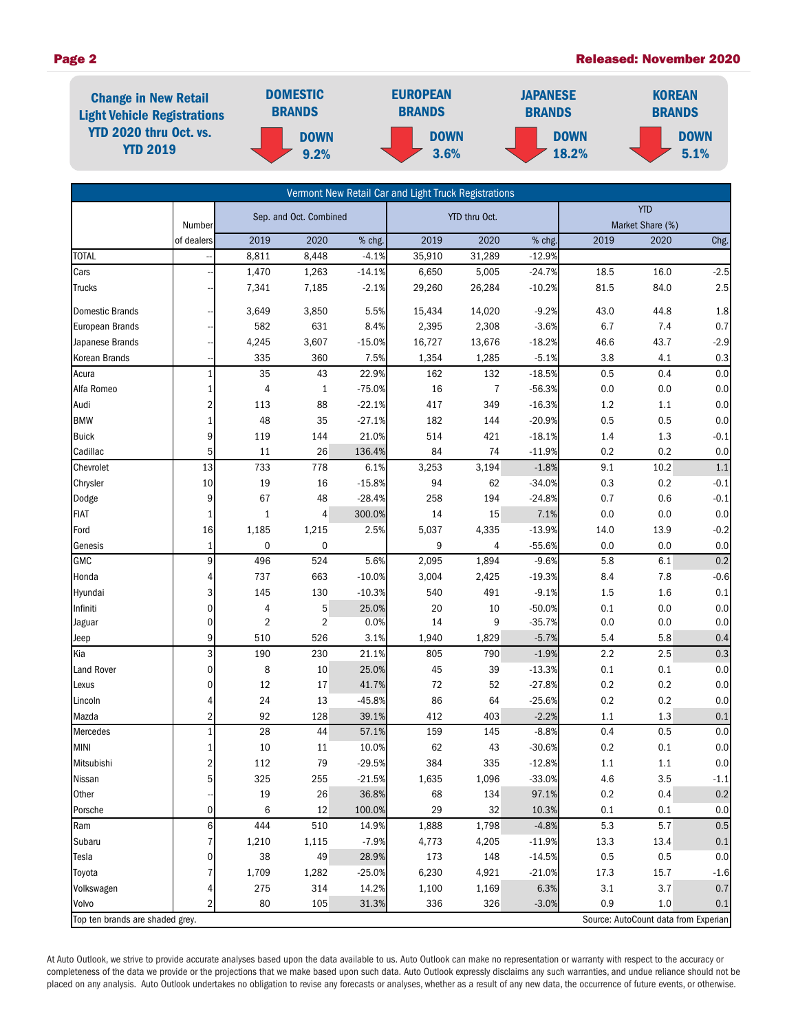## Change in New Retail Light Vehicle Registrations YTD 2020 thru Oct. vs. YTD 2019

| DOMESTIC BRANDS | EUROPEAN BRANDS | JAPANESE BRANDS | KOREAN BRANDS |
|---|---|---|---|
| DOWN 9.2% | DOWN 3.6% | DOWN 18.2% | DOWN 5.1% |

**Vermont New Retail Car and Light Truck Registrations**

| | Number of dealers | Sep. and Oct. Combined 2019 | Sep. and Oct. Combined 2020 | % chg. | YTD thru Oct. 2019 | YTD thru Oct. 2020 | % chg. | YTD Market Share (%) 2019 | YTD Market Share (%) 2020 | Chg. |
|---|---|---|---|---|---|---|---|---|---|---|
| TOTAL | -- | 8,811 | 8,448 | -4.1% | 35,910 | 31,289 | -12.9% | | | |
| Cars | -- | 1,470 | 1,263 | -14.1% | 6,650 | 5,005 | -24.7% | 18.5 | 16.0 | -2.5 |
| Trucks | -- | 7,341 | 7,185 | -2.1% | 29,260 | 26,284 | -10.2% | 81.5 | 84.0 | 2.5 |
| Domestic Brands | -- | 3,649 | 3,850 | 5.5% | 15,434 | 14,020 | -9.2% | 43.0 | 44.8 | 1.8 |
| European Brands | -- | 582 | 631 | 8.4% | 2,395 | 2,308 | -3.6% | 6.7 | 7.4 | 0.7 |
| Japanese Brands | -- | 4,245 | 3,607 | -15.0% | 16,727 | 13,676 | -18.2% | 46.6 | 43.7 | -2.9 |
| Korean Brands | -- | 335 | 360 | 7.5% | 1,354 | 1,285 | -5.1% | 3.8 | 4.1 | 0.3 |
| Acura | 1 | 35 | 43 | 22.9% | 162 | 132 | -18.5% | 0.5 | 0.4 | 0.0 |
| Alfa Romeo | 1 | 4 | 1 | -75.0% | 16 | 7 | -56.3% | 0.0 | 0.0 | 0.0 |
| Audi | 2 | 113 | 88 | -22.1% | 417 | 349 | -16.3% | 1.2 | 1.1 | 0.0 |
| BMW | 1 | 48 | 35 | -27.1% | 182 | 144 | -20.9% | 0.5 | 0.5 | 0.0 |
| Buick | 9 | 119 | 144 | 21.0% | 514 | 421 | -18.1% | 1.4 | 1.3 | -0.1 |
| Cadillac | 5 | 11 | 26 | 136.4% | 84 | 74 | -11.9% | 0.2 | 0.2 | 0.0 |
| Chevrolet | 13 | 733 | 778 | 6.1% | 3,253 | 3,194 | -1.8% | 9.1 | 10.2 | 1.1 |
| Chrysler | 10 | 19 | 16 | -15.8% | 94 | 62 | -34.0% | 0.3 | 0.2 | -0.1 |
| Dodge | 9 | 67 | 48 | -28.4% | 258 | 194 | -24.8% | 0.7 | 0.6 | -0.1 |
| FIAT | 1 | 1 | 4 | 300.0% | 14 | 15 | 7.1% | 0.0 | 0.0 | 0.0 |
| Ford | 16 | 1,185 | 1,215 | 2.5% | 5,037 | 4,335 | -13.9% | 14.0 | 13.9 | -0.2 |
| Genesis | 1 | 0 | 0 | | 9 | 4 | -55.6% | 0.0 | 0.0 | 0.0 |
| GMC | 9 | 496 | 524 | 5.6% | 2,095 | 1,894 | -9.6% | 5.8 | 6.1 | 0.2 |
| Honda | 4 | 737 | 663 | -10.0% | 3,004 | 2,425 | -19.3% | 8.4 | 7.8 | -0.6 |
| Hyundai | 3 | 145 | 130 | -10.3% | 540 | 491 | -9.1% | 1.5 | 1.6 | 0.1 |
| Infiniti | 0 | 4 | 5 | 25.0% | 20 | 10 | -50.0% | 0.1 | 0.0 | 0.0 |
| Jaguar | 0 | 2 | 2 | 0.0% | 14 | 9 | -35.7% | 0.0 | 0.0 | 0.0 |
| Jeep | 9 | 510 | 526 | 3.1% | 1,940 | 1,829 | -5.7% | 5.4 | 5.8 | 0.4 |
| Kia | 3 | 190 | 230 | 21.1% | 805 | 790 | -1.9% | 2.2 | 2.5 | 0.3 |
| Land Rover | 0 | 8 | 10 | 25.0% | 45 | 39 | -13.3% | 0.1 | 0.1 | 0.0 |
| Lexus | 0 | 12 | 17 | 41.7% | 72 | 52 | -27.8% | 0.2 | 0.2 | 0.0 |
| Lincoln | 4 | 24 | 13 | -45.8% | 86 | 64 | -25.6% | 0.2 | 0.2 | 0.0 |
| Mazda | 2 | 92 | 128 | 39.1% | 412 | 403 | -2.2% | 1.1 | 1.3 | 0.1 |
| Mercedes | 1 | 28 | 44 | 57.1% | 159 | 145 | -8.8% | 0.4 | 0.5 | 0.0 |
| MINI | 1 | 10 | 11 | 10.0% | 62 | 43 | -30.6% | 0.2 | 0.1 | 0.0 |
| Mitsubishi | 2 | 112 | 79 | -29.5% | 384 | 335 | -12.8% | 1.1 | 1.1 | 0.0 |
| Nissan | 5 | 325 | 255 | -21.5% | 1,635 | 1,096 | -33.0% | 4.6 | 3.5 | -1.1 |
| Other | -- | 19 | 26 | 36.8% | 68 | 134 | 97.1% | 0.2 | 0.4 | 0.2 |
| Porsche | 0 | 6 | 12 | 100.0% | 29 | 32 | 10.3% | 0.1 | 0.1 | 0.0 |
| Ram | 6 | 444 | 510 | 14.9% | 1,888 | 1,798 | -4.8% | 5.3 | 5.7 | 0.5 |
| Subaru | 7 | 1,210 | 1,115 | -7.9% | 4,773 | 4,205 | -11.9% | 13.3 | 13.4 | 0.1 |
| Tesla | 0 | 38 | 49 | 28.9% | 173 | 148 | -14.5% | 0.5 | 0.5 | 0.0 |
| Toyota | 7 | 1,709 | 1,282 | -25.0% | 6,230 | 4,921 | -21.0% | 17.3 | 15.7 | -1.6 |
| Volkswagen | 4 | 275 | 314 | 14.2% | 1,100 | 1,169 | 6.3% | 3.1 | 3.7 | 0.7 |
| Volvo | 2 | 80 | 105 | 31.3% | 336 | 326 | -3.0% | 0.9 | 1.0 | 0.1 |

Top ten brands are shaded grey. Source: AutoCount data from Experian

At Auto Outlook, we strive to provide accurate analyses based upon the data available to us. Auto Outlook can make no representation or warranty with respect to the accuracy or completeness of the data we provide or the projections that we make based upon such data. Auto Outlook expressly disclaims any such warranties, and undue reliance should not be placed on any analysis. Auto Outlook undertakes no obligation to revise any forecasts or analyses, whether as a result of any new data, the occurrence of future events, or otherwise.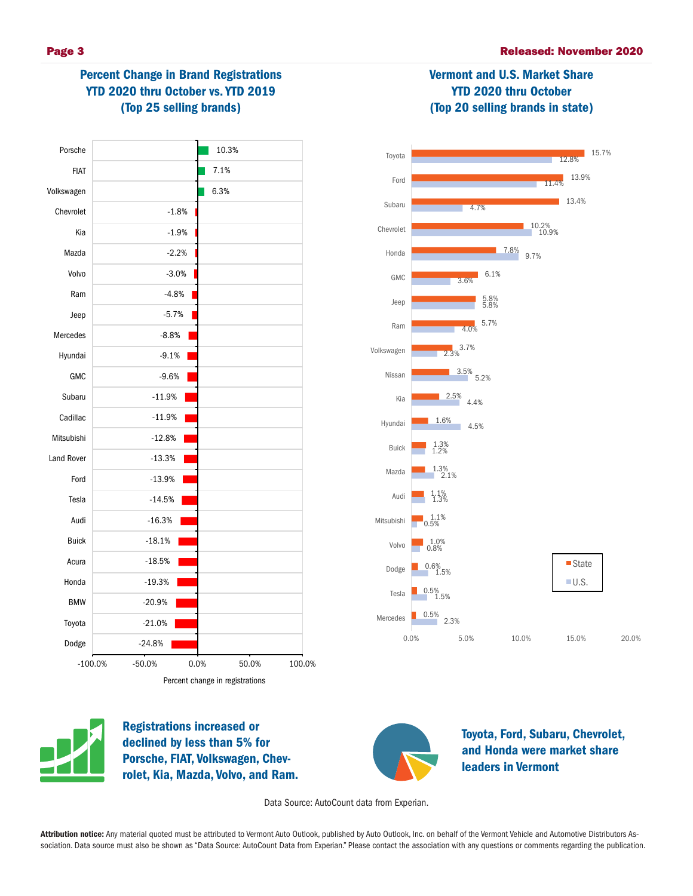## Percent Change in Brand Registrations YTD 2020 thru October vs. YTD 2019 (Top 25 selling brands)

| Brand | Percent change in registrations |
|---|---|
| Porsche | 10.3% |
| FIAT | 7.1% |
| Volkswagen | 6.3% |
| Chevrolet | -1.8% |
| Kia | -1.9% |
| Mazda | -2.2% |
| Volvo | -3.0% |
| Ram | -4.8% |
| Jeep | -5.7% |
| Mercedes | -8.8% |
| Hyundai | -9.1% |
| GMC | -9.6% |
| Subaru | -11.9% |
| Cadillac | -11.9% |
| Mitsubishi | -12.8% |
| Land Rover | -13.3% |
| Ford | -13.9% |
| Tesla | -14.5% |
| Audi | -16.3% |
| Buick | -18.1% |
| Acura | -18.5% |
| Honda | -19.3% |
| BMW | -20.9% |
| Toyota | -21.0% |
| Dodge | -24.8% |

## Vermont and U.S. Market Share YTD 2020 thru October (Top 20 selling brands in state)

| Brand | State | U.S. |
|---|---|---|
| Toyota | 15.7% | 12.8% |
| Ford | 13.9% | 11.4% |
| Subaru | 13.4% | 4.7% |
| Chevrolet | 10.2% | 10.9% |
| Honda | 7.8% | 9.7% |
| GMC | 6.1% | 3.6% |
| Jeep | 5.8% | 5.8% |
| Ram | 5.7% | 4.0% |
| Volkswagen | 3.7% | 2.3% |
| Nissan | 3.5% | 5.2% |
| Kia | 2.5% | 4.4% |
| Hyundai | 1.6% | 4.5% |
| Buick | 1.3% | 1.2% |
| Mazda | 1.3% | 2.1% |
| Audi | 1.1% | 1.3% |
| Mitsubishi | 1.1% | 0.5% |
| Volvo | 1.0% | 0.8% |
| Dodge | 0.6% | 1.5% |
| Tesla | 0.5% | 1.5% |
| Mercedes | 0.5% | 2.3% |

**Registrations increased or declined by less than 5% for Porsche, FIAT, Volkswagen, Chevrolet, Kia, Mazda, Volvo, and Ram.**

**Toyota, Ford, Subaru, Chevrolet, and Honda were market share leaders in Vermont**

Data Source: AutoCount data from Experian.

**Attribution notice:** Any material quoted must be attributed to Vermont Auto Outlook, published by Auto Outlook, Inc. on behalf of the Vermont Vehicle and Automotive Distributors Association. Data source must also be shown as "Data Source: AutoCount Data from Experian." Please contact the association with any questions or comments regarding the publication.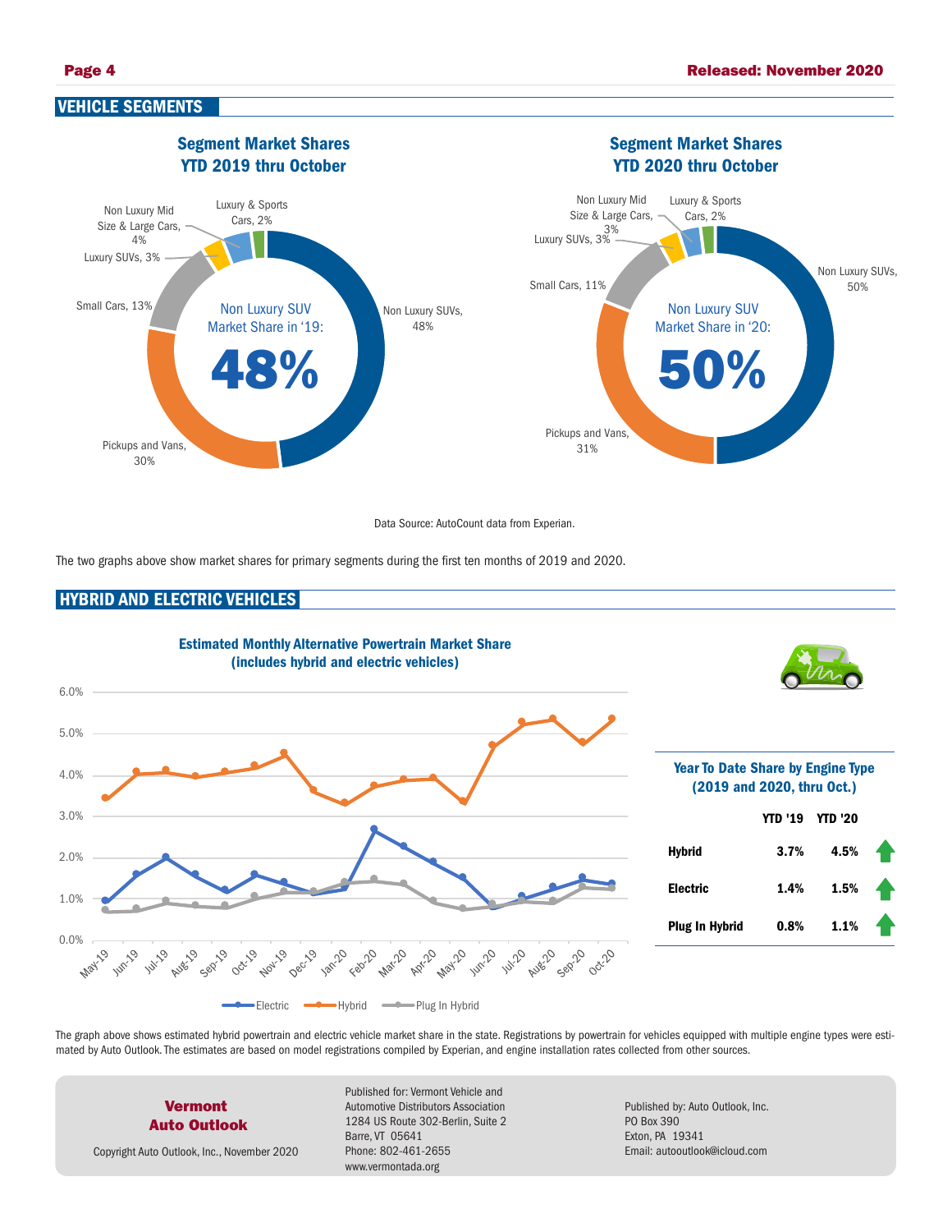## VEHICLE SEGMENTS

**Segment Market Shares YTD 2019 thru October**

Non Luxury Mid Size & Large Cars, 4%
Luxury & Sports Cars, 2%
Luxury SUVs, 3%
Small Cars, 13%
Non Luxury SUVs, 48%
Pickups and Vans, 30%
Non Luxury SUV Market Share in '19:
48%

**Segment Market Shares YTD 2020 thru October**

Non Luxury Mid Size & Large Cars, 3%
Luxury & Sports Cars, 2%
Luxury SUVs, 3%
Small Cars, 11%
Non Luxury SUVs, 50%
Pickups and Vans, 31%
Non Luxury SUV Market Share in '20:
50%

Data Source: AutoCount data from Experian.

The two graphs above show market shares for primary segments during the first ten months of 2019 and 2020.

## HYBRID AND ELECTRIC VEHICLES

**Estimated Monthly Alternative Powertrain Market Share (includes hybrid and electric vehicles)**

6.0%
5.0%
4.0%
3.0%
2.0%
1.0%
0.0%

May-19, Jun-19, Jul-19, Aug-19, Sep-19, Oct-19, Nov-19, Dec-19, Jan-20, Feb-20, Mar-20, Apr-20, May-20, Jun-20, Jul-20, Aug-20, Sep-20, Oct-20

Electric, Hybrid, Plug In Hybrid

**Year To Date Share by Engine Type (2019 and 2020, thru Oct.)**

| | YTD '19 | YTD '20 |
|---|---|---|
| **Hybrid** | 3.7% | 4.5% |
| **Electric** | 1.4% | 1.5% |
| **Plug In Hybrid** | 0.8% | 1.1% |

The graph above shows estimated hybrid powertrain and electric vehicle market share in the state. Registrations by powertrain for vehicles equipped with multiple engine types were estimated by Auto Outlook. The estimates are based on model registrations compiled by Experian, and engine installation rates collected from other sources.

**Vermont Auto Outlook**

Copyright Auto Outlook, Inc., November 2020

Published for: Vermont Vehicle and Automotive Distributors Association
1284 US Route 302-Berlin, Suite 2
Barre, VT 05641
Phone: 802-461-2655
www.vermontada.org

Published by: Auto Outlook, Inc.
PO Box 390
Exton, PA 19341
Email: autooutlook@icloud.com